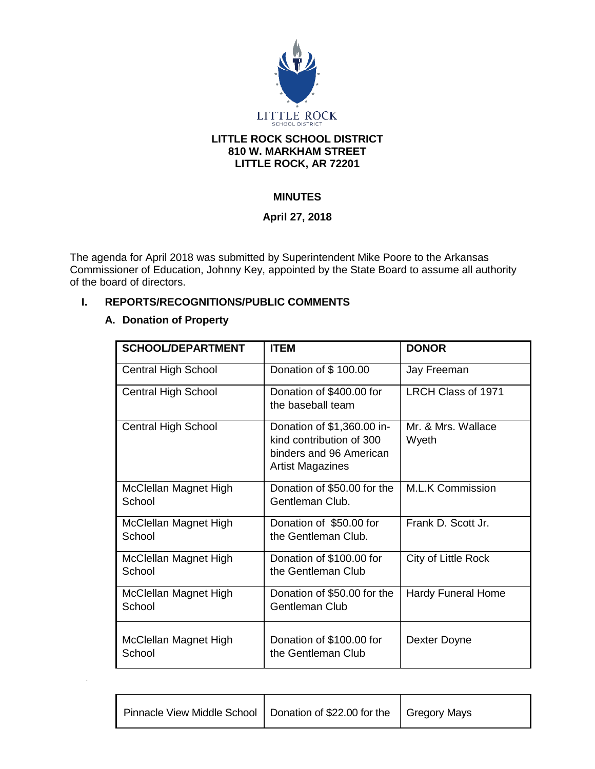LITTLE ROCK
SCHOOL DISTRICT

**LITTLE ROCK SCHOOL DISTRICT**
**810 W. MARKHAM STREET**
**LITTLE ROCK, AR 72201**

# MINUTES

**April 27, 2018**

The agenda for April 2018 was submitted by Superintendent Mike Poore to the Arkansas Commissioner of Education, Johnny Key, appointed by the State Board to assume all authority of the board of directors.

## I. REPORTS/RECOGNITIONS/PUBLIC COMMENTS

### A. Donation of Property

| SCHOOL/DEPARTMENT | ITEM | DONOR |
|---|---|---|
| Central High School | Donation of $ 100.00 | Jay Freeman |
| Central High School | Donation of $400.00 for the baseball team | LRCH Class of 1971 |
| Central High School | Donation of $1,360.00 in-kind contribution of 300 binders and 96 American Artist Magazines | Mr. & Mrs. Wallace Wyeth |
| McClellan Magnet High School | Donation of $50.00 for the Gentleman Club. | M.L.K Commission |
| McClellan Magnet High School | Donation of $50.00 for the Gentleman Club. | Frank D. Scott Jr. |
| McClellan Magnet High School | Donation of $100.00 for the Gentleman Club | City of Little Rock |
| McClellan Magnet High School | Donation of $50.00 for the Gentleman Club | Hardy Funeral Home |
| McClellan Magnet High School | Donation of $100.00 for the Gentleman Club | Dexter Doyne |
| Pinnacle View Middle School | Donation of $22.00 for the | Gregory Mays |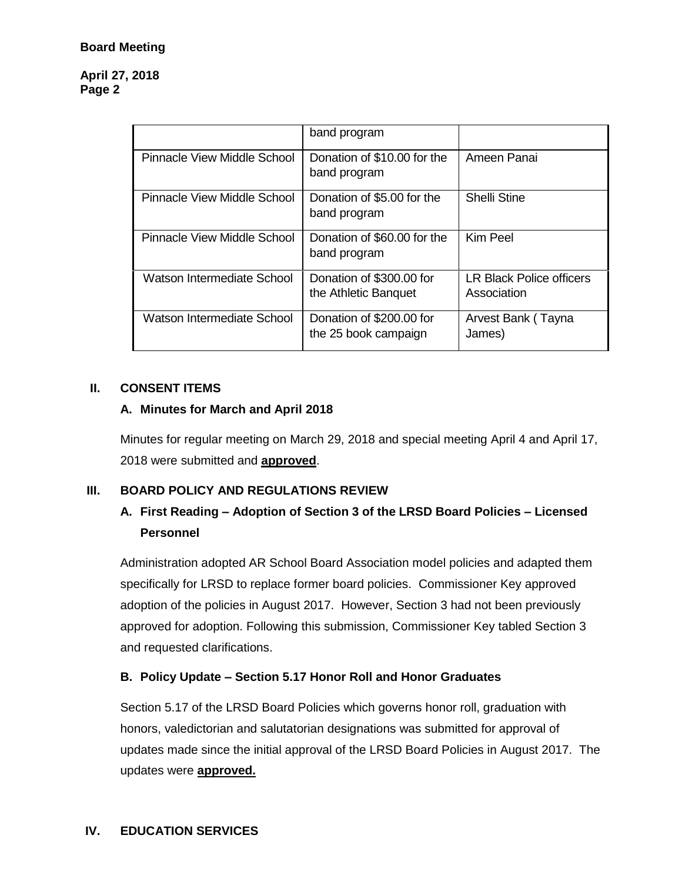| | | |
|---|---|---|
| | band program | |
| Pinnacle View Middle School | Donation of $10.00 for the band program | Ameen Panai |
| Pinnacle View Middle School | Donation of $5.00 for the band program | Shelli Stine |
| Pinnacle View Middle School | Donation of $60.00 for the band program | Kim Peel |
| Watson Intermediate School | Donation of $300.00 for the Athletic Banquet | LR Black Police officers Association |
| Watson Intermediate School | Donation of $200.00 for the 25 book campaign | Arvest Bank ( Tayna James) |

## II. CONSENT ITEMS

### A. Minutes for March and April 2018

Minutes for regular meeting on March 29, 2018 and special meeting April 4 and April 17, 2018 were submitted and **approved**.

## III. BOARD POLICY AND REGULATIONS REVIEW

### A. First Reading – Adoption of Section 3 of the LRSD Board Policies – Licensed Personnel

Administration adopted AR School Board Association model policies and adapted them specifically for LRSD to replace former board policies. Commissioner Key approved adoption of the policies in August 2017. However, Section 3 had not been previously approved for adoption. Following this submission, Commissioner Key tabled Section 3 and requested clarifications.

### B. Policy Update – Section 5.17 Honor Roll and Honor Graduates

Section 5.17 of the LRSD Board Policies which governs honor roll, graduation with honors, valedictorian and salutatorian designations was submitted for approval of updates made since the initial approval of the LRSD Board Policies in August 2017. The updates were **approved.**

## IV. EDUCATION SERVICES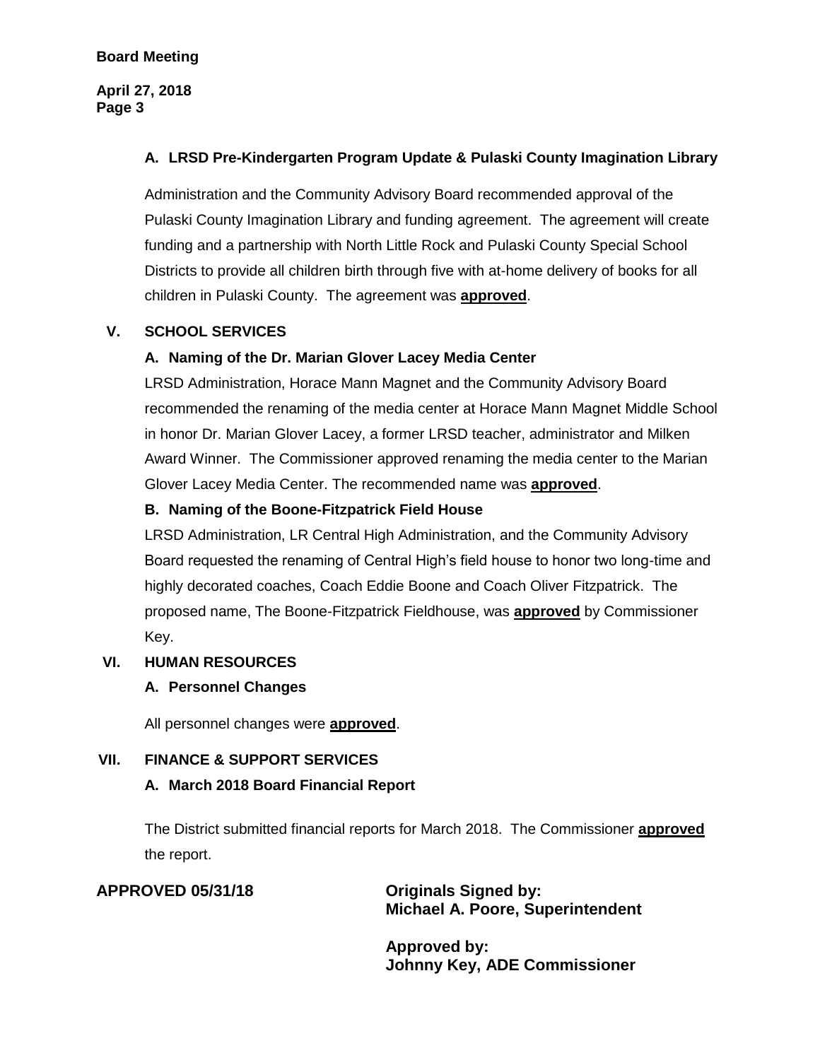**A. LRSD Pre-Kindergarten Program Update & Pulaski County Imagination Library**

Administration and the Community Advisory Board recommended approval of the Pulaski County Imagination Library and funding agreement. The agreement will create funding and a partnership with North Little Rock and Pulaski County Special School Districts to provide all children birth through five with at-home delivery of books for all children in Pulaski County. The agreement was **approved**.

## V. SCHOOL SERVICES

**A. Naming of the Dr. Marian Glover Lacey Media Center**

LRSD Administration, Horace Mann Magnet and the Community Advisory Board recommended the renaming of the media center at Horace Mann Magnet Middle School in honor Dr. Marian Glover Lacey, a former LRSD teacher, administrator and Milken Award Winner. The Commissioner approved renaming the media center to the Marian Glover Lacey Media Center. The recommended name was **approved**.

**B. Naming of the Boone-Fitzpatrick Field House**

LRSD Administration, LR Central High Administration, and the Community Advisory Board requested the renaming of Central High's field house to honor two long-time and highly decorated coaches, Coach Eddie Boone and Coach Oliver Fitzpatrick. The proposed name, The Boone-Fitzpatrick Fieldhouse, was **approved** by Commissioner Key.

## VI. HUMAN RESOURCES

**A. Personnel Changes**

All personnel changes were **approved**.

## VII. FINANCE & SUPPORT SERVICES

**A. March 2018 Board Financial Report**

The District submitted financial reports for March 2018. The Commissioner **approved** the report.

**APPROVED 05/31/18**

**Originals Signed by:**
**Michael A. Poore, Superintendent**

**Approved by:**
**Johnny Key, ADE Commissioner**